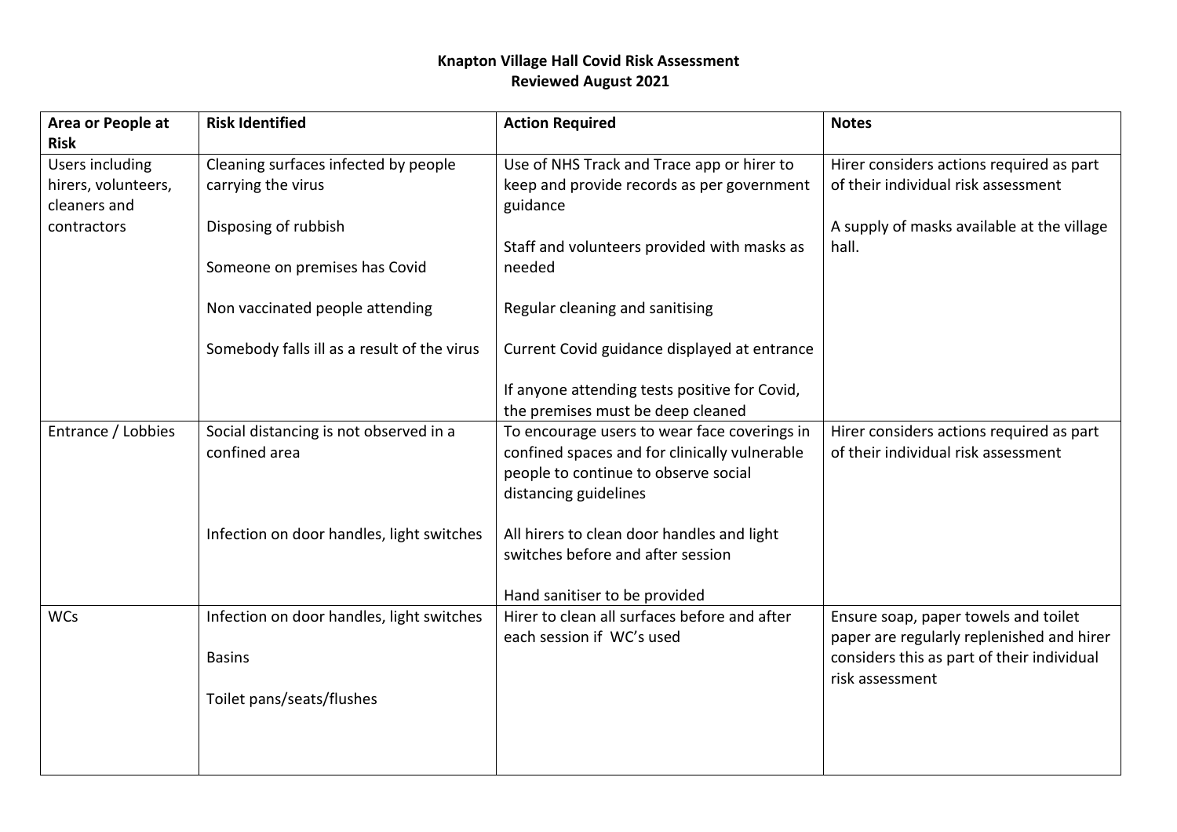**Knapton Village Hall Covid Risk Assessment**
**Reviewed August 2021**

| Area or People at Risk | Risk Identified | Action Required | Notes |
| --- | --- | --- | --- |
| Users including hirers, volunteers, cleaners and contractors | Cleaning surfaces infected by people carrying the virus<br><br>Disposing of rubbish<br><br>Someone on premises has Covid<br><br>Non vaccinated people attending<br><br>Somebody falls ill as a result of the virus | Use of NHS Track and Trace app or hirer to keep and provide records as per government guidance<br><br>Staff and volunteers provided with masks as needed<br><br>Regular cleaning and sanitising<br><br>Current Covid guidance displayed at entrance<br><br>If anyone attending tests positive for Covid, the premises must be deep cleaned | Hirer considers actions required as part of their individual risk assessment<br><br>A supply of masks available at the village hall. |
| Entrance / Lobbies | Social distancing is not observed in a confined area<br><br>Infection on door handles, light switches | To encourage users to wear face coverings in confined spaces and for clinically vulnerable people to continue to observe social distancing guidelines<br><br>All hirers to clean door handles and light switches before and after session<br><br>Hand sanitiser to be provided | Hirer considers actions required as part of their individual risk assessment |
| WCs | Infection on door handles, light switches<br><br>Basins<br><br>Toilet pans/seats/flushes | Hirer to clean all surfaces before and after each session if WC's used | Ensure soap, paper towels and toilet paper are regularly replenished and hirer considers this as part of their individual risk assessment |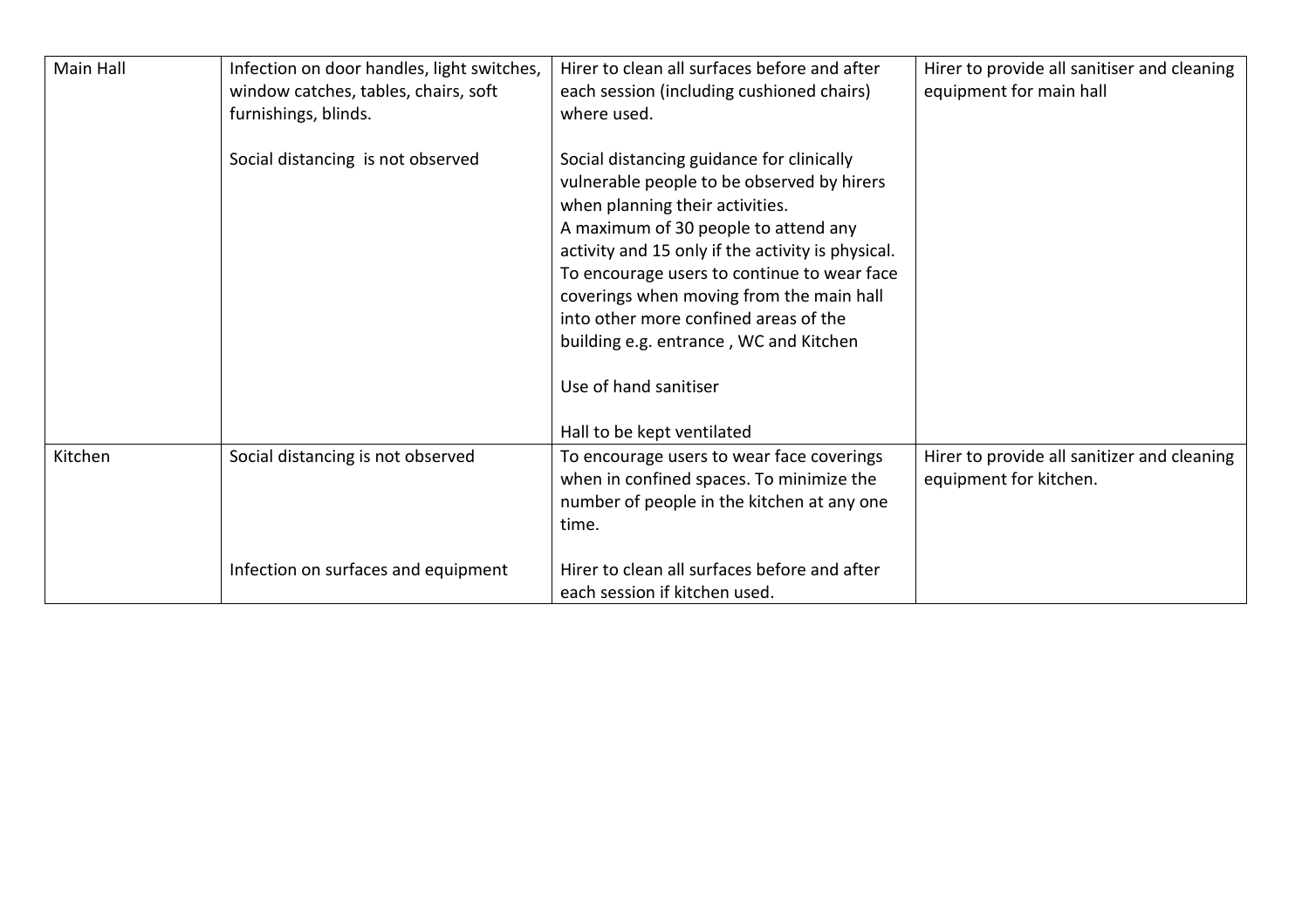| | | | |
|---|---|---|---|
| Main Hall | Infection on door handles, light switches, window catches, tables, chairs, soft furnishings, blinds.<br><br>Social distancing is not observed | Hirer to clean all surfaces before and after each session (including cushioned chairs) where used.<br><br>Social distancing guidance for clinically vulnerable people to be observed by hirers when planning their activities.<br>A maximum of 30 people to attend any activity and 15 only if the activity is physical.<br>To encourage users to continue to wear face coverings when moving from the main hall into other more confined areas of the building e.g. entrance , WC and Kitchen<br><br>Use of hand sanitiser<br><br>Hall to be kept ventilated | Hirer to provide all sanitiser and cleaning equipment for main hall |
| Kitchen | Social distancing is not observed<br><br>Infection on surfaces and equipment | To encourage users to wear face coverings when in confined spaces. To minimize the number of people in the kitchen at any one time.<br><br>Hirer to clean all surfaces before and after each session if kitchen used. | Hirer to provide all sanitizer and cleaning equipment for kitchen. |